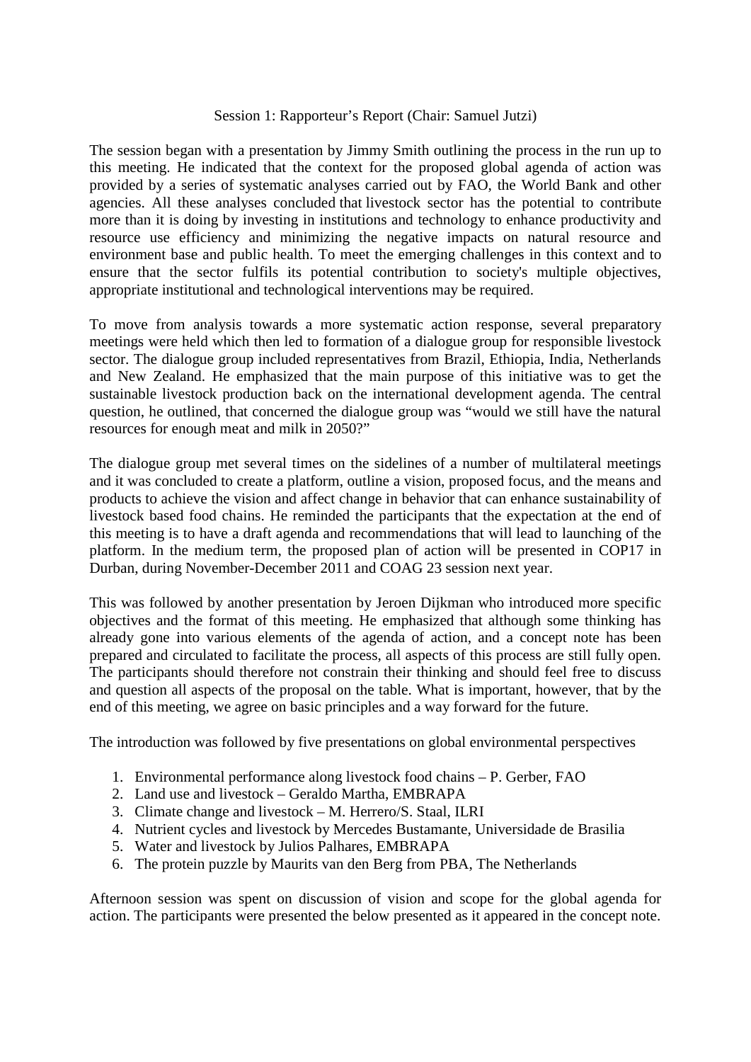Session 1: Rapporteur's Report (Chair: Samuel Jutzi)

The session began with a presentation by Jimmy Smith outlining the process in the run up to this meeting. He indicated that the context for the proposed global agenda of action was provided by a series of systematic analyses carried out by FAO, the World Bank and other agencies. All these analyses concluded that livestock sector has the potential to contribute more than it is doing by investing in institutions and technology to enhance productivity and resource use efficiency and minimizing the negative impacts on natural resource and environment base and public health. To meet the emerging challenges in this context and to ensure that the sector fulfils its potential contribution to society's multiple objectives, appropriate institutional and technological interventions may be required.

To move from analysis towards a more systematic action response, several preparatory meetings were held which then led to formation of a dialogue group for responsible livestock sector. The dialogue group included representatives from Brazil, Ethiopia, India, Netherlands and New Zealand. He emphasized that the main purpose of this initiative was to get the sustainable livestock production back on the international development agenda. The central question, he outlined, that concerned the dialogue group was "would we still have the natural resources for enough meat and milk in 2050?"

The dialogue group met several times on the sidelines of a number of multilateral meetings and it was concluded to create a platform, outline a vision, proposed focus, and the means and products to achieve the vision and affect change in behavior that can enhance sustainability of livestock based food chains. He reminded the participants that the expectation at the end of this meeting is to have a draft agenda and recommendations that will lead to launching of the platform. In the medium term, the proposed plan of action will be presented in COP17 in Durban, during November-December 2011 and COAG 23 session next year.

This was followed by another presentation by Jeroen Dijkman who introduced more specific objectives and the format of this meeting. He emphasized that although some thinking has already gone into various elements of the agenda of action, and a concept note has been prepared and circulated to facilitate the process, all aspects of this process are still fully open. The participants should therefore not constrain their thinking and should feel free to discuss and question all aspects of the proposal on the table. What is important, however, that by the end of this meeting, we agree on basic principles and a way forward for the future.

The introduction was followed by five presentations on global environmental perspectives

1. Environmental performance along livestock food chains – P. Gerber, FAO
2. Land use and livestock – Geraldo Martha, EMBRAPA
3. Climate change and livestock – M. Herrero/S. Staal, ILRI
4. Nutrient cycles and livestock by Mercedes Bustamante, Universidade de Brasilia
5. Water and livestock by Julios Palhares, EMBRAPA
6. The protein puzzle by Maurits van den Berg from PBA, The Netherlands

Afternoon session was spent on discussion of vision and scope for the global agenda for action. The participants were presented the below presented as it appeared in the concept note.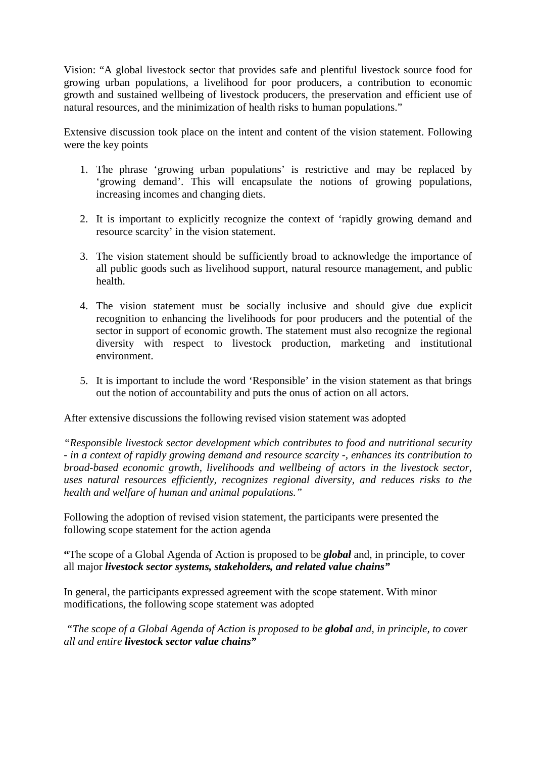Vision: "A global livestock sector that provides safe and plentiful livestock source food for growing urban populations, a livelihood for poor producers, a contribution to economic growth and sustained wellbeing of livestock producers, the preservation and efficient use of natural resources, and the minimization of health risks to human populations."

Extensive discussion took place on the intent and content of the vision statement. Following were the key points

1. The phrase 'growing urban populations' is restrictive and may be replaced by 'growing demand'. This will encapsulate the notions of growing populations, increasing incomes and changing diets.

2. It is important to explicitly recognize the context of 'rapidly growing demand and resource scarcity' in the vision statement.

3. The vision statement should be sufficiently broad to acknowledge the importance of all public goods such as livelihood support, natural resource management, and public health.

4. The vision statement must be socially inclusive and should give due explicit recognition to enhancing the livelihoods for poor producers and the potential of the sector in support of economic growth. The statement must also recognize the regional diversity with respect to livestock production, marketing and institutional environment.

5. It is important to include the word 'Responsible' in the vision statement as that brings out the notion of accountability and puts the onus of action on all actors.

After extensive discussions the following revised vision statement was adopted

*"Responsible livestock sector development which contributes to food and nutritional security - in a context of rapidly growing demand and resource scarcity -, enhances its contribution to broad-based economic growth, livelihoods and wellbeing of actors in the livestock sector, uses natural resources efficiently, recognizes regional diversity, and reduces risks to the health and welfare of human and animal populations."*

Following the adoption of revised vision statement, the participants were presented the following scope statement for the action agenda

**"**The scope of a Global Agenda of Action is proposed to be ***global*** and, in principle, to cover all major ***livestock sector systems, stakeholders, and related value chains"***

In general, the participants expressed agreement with the scope statement. With minor modifications, the following scope statement was adopted

*"The scope of a Global Agenda of Action is proposed to be **global** and, in principle, to cover all and entire **livestock sector value chains"***